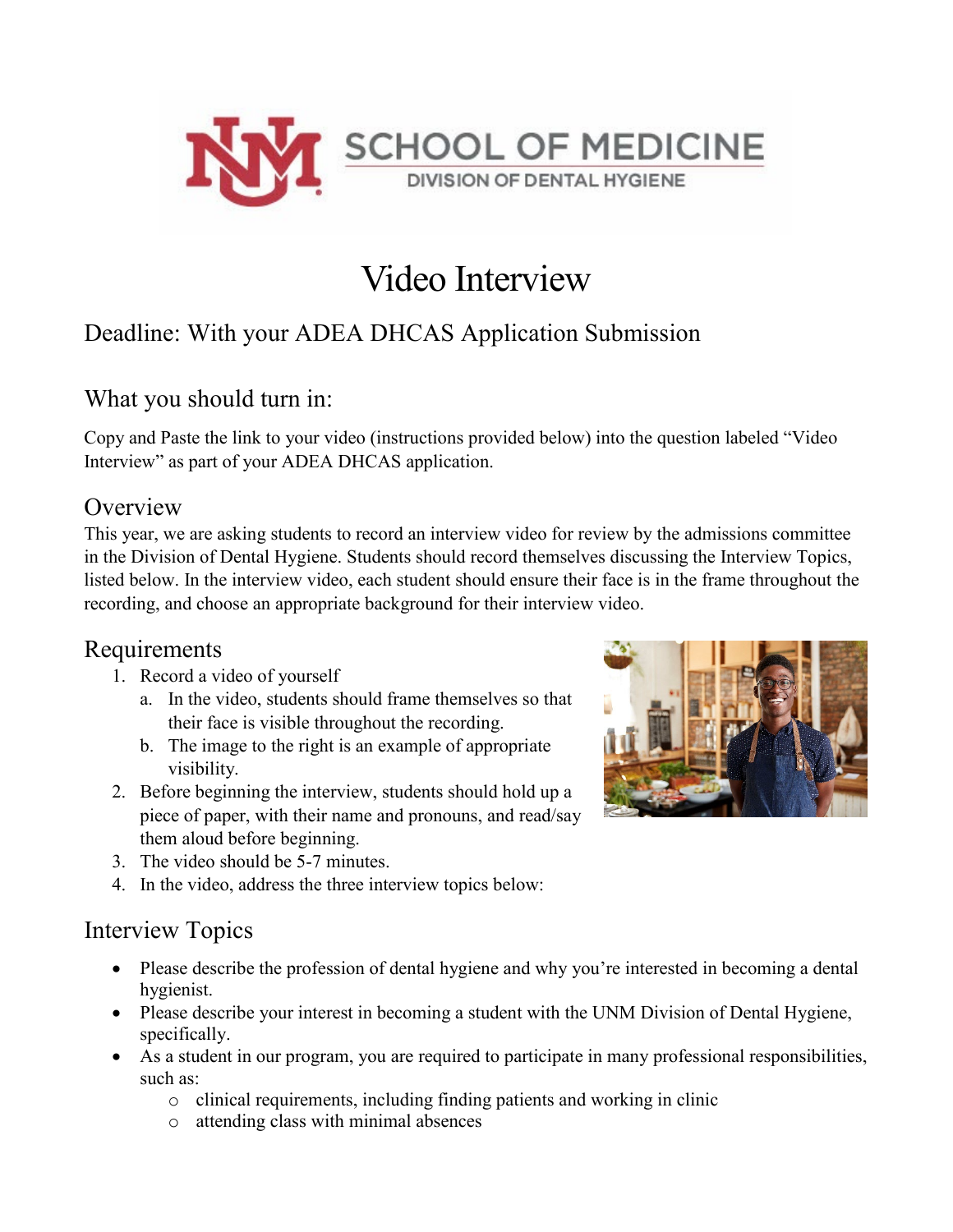# Video Interview

## Deadline: With your ADEA DHCAS Application Submission

## What you should turn in:

Copy and Paste the link to your video (instructions provided below) into the question labeled "Video Interview" as part of your ADEA DHCAS application.

## Overview

This year, we are asking students to record an interview video for review by the admissions committee in the Division of Dental Hygiene. Students should record themselves discussing the Interview Topics, listed below. In the interview video, each student should ensure their face is in the frame throughout the recording, and choose an appropriate background for their interview video.

## Requirements

1. Record a video of yourself
   a. In the video, students should frame themselves so that their face is visible throughout the recording.
   b. The image to the right is an example of appropriate visibility.
2. Before beginning the interview, students should hold up a piece of paper, with their name and pronouns, and read/say them aloud before beginning.
3. The video should be 5-7 minutes.
4. In the video, address the three interview topics below:

## Interview Topics

- Please describe the profession of dental hygiene and why you're interested in becoming a dental hygienist.
- Please describe your interest in becoming a student with the UNM Division of Dental Hygiene, specifically.
- As a student in our program, you are required to participate in many professional responsibilities, such as:
  - clinical requirements, including finding patients and working in clinic
  - attending class with minimal absences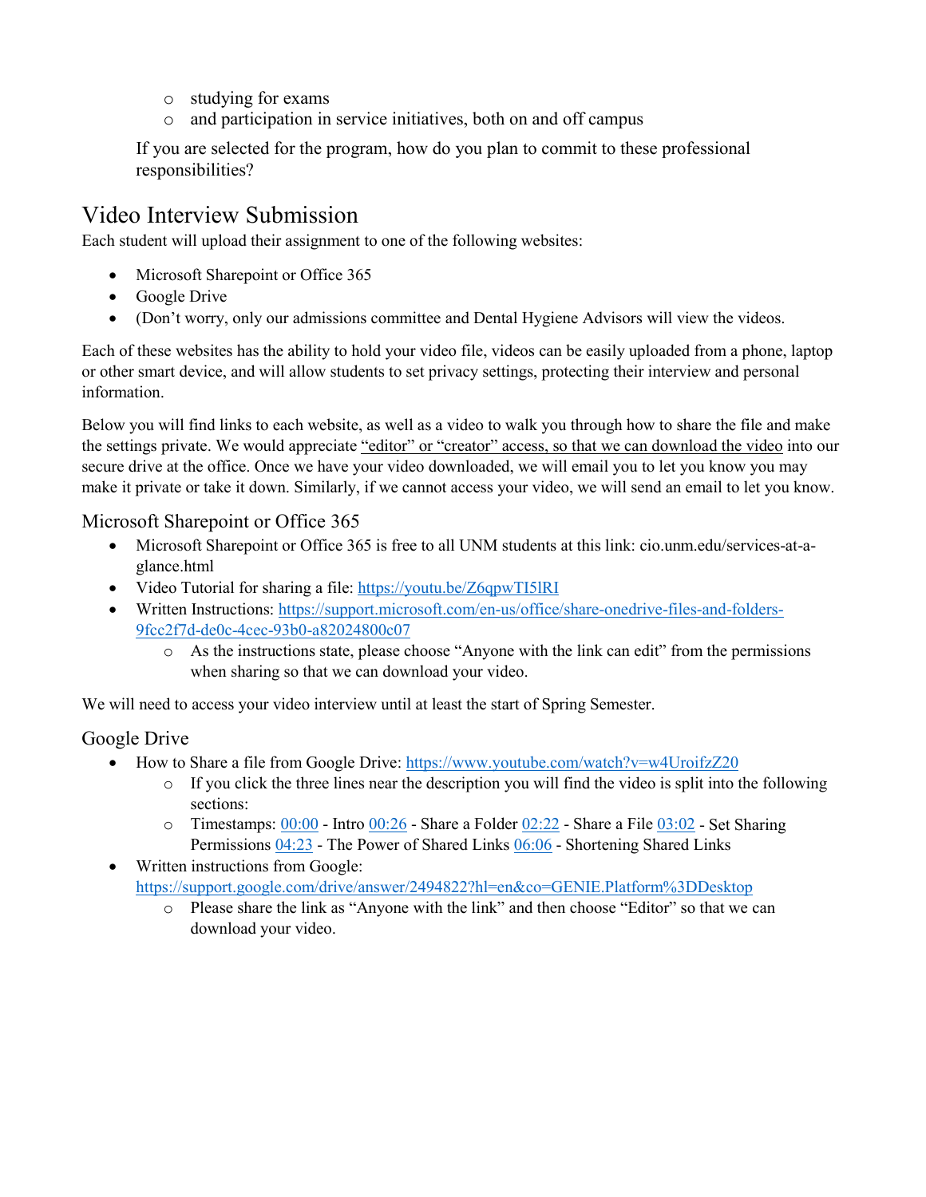- studying for exams
- and participation in service initiatives, both on and off campus

If you are selected for the program, how do you plan to commit to these professional responsibilities?

## Video Interview Submission

Each student will upload their assignment to one of the following websites:

- Microsoft Sharepoint or Office 365
- Google Drive
- (Don't worry, only our admissions committee and Dental Hygiene Advisors will view the videos.

Each of these websites has the ability to hold your video file, videos can be easily uploaded from a phone, laptop or other smart device, and will allow students to set privacy settings, protecting their interview and personal information.

Below you will find links to each website, as well as a video to walk you through how to share the file and make the settings private. We would appreciate "editor" or "creator" access, so that we can download the video into our secure drive at the office. Once we have your video downloaded, we will email you to let you know you may make it private or take it down. Similarly, if we cannot access your video, we will send an email to let you know.

### Microsoft Sharepoint or Office 365

- Microsoft Sharepoint or Office 365 is free to all UNM students at this link: cio.unm.edu/services-at-a-glance.html
- Video Tutorial for sharing a file: https://youtu.be/Z6qpwTI5lRI
- Written Instructions: https://support.microsoft.com/en-us/office/share-onedrive-files-and-folders-9fcc2f7d-de0c-4cec-93b0-a82024800c07
  - As the instructions state, please choose "Anyone with the link can edit" from the permissions when sharing so that we can download your video.

We will need to access your video interview until at least the start of Spring Semester.

### Google Drive

- How to Share a file from Google Drive: https://www.youtube.com/watch?v=w4UroifzZ20
  - If you click the three lines near the description you will find the video is split into the following sections:
  - Timestamps: 00:00 - Intro 00:26 - Share a Folder 02:22 - Share a File 03:02 - Set Sharing Permissions 04:23 - The Power of Shared Links 06:06 - Shortening Shared Links
- Written instructions from Google: https://support.google.com/drive/answer/2494822?hl=en&co=GENIE.Platform%3DDesktop
  - Please share the link as "Anyone with the link" and then choose "Editor" so that we can download your video.